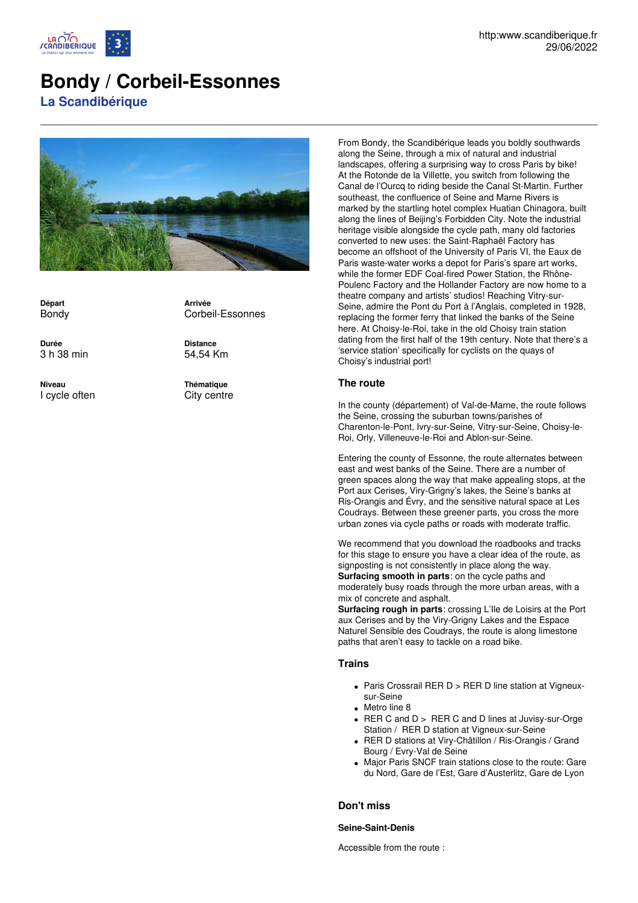http:www.scandiberique.fr
29/06/2022

# Bondy / Corbeil-Essonnes

## La Scandibérique

| | |
|---|---|
| **Départ** | **Arrivée** |
| Bondy | Corbeil-Essonnes |
| **Durée** | **Distance** |
| 3 h 38 min | 54,54 Km |
| **Niveau** | **Thématique** |
| I cycle often | City centre |

From Bondy, the Scandibérique leads you boldly southwards along the Seine, through a mix of natural and industrial landscapes, offering a surprising way to cross Paris by bike! At the Rotonde de la Villette, you switch from following the Canal de l'Ourcq to riding beside the Canal St-Martin. Further southeast, the confluence of Seine and Marne Rivers is marked by the startling hotel complex Huatian Chinagora, built along the lines of Beijing's Forbidden City. Note the industrial heritage visible alongside the cycle path, many old factories converted to new uses: the Saint-Raphaël Factory has become an offshoot of the University of Paris VI, the Eaux de Paris waste-water works a depot for Paris's spare art works, while the former EDF Coal-fired Power Station, the Rhône-Poulenc Factory and the Hollander Factory are now home to a theatre company and artists' studios! Reaching Vitry-sur-Seine, admire the Pont du Port à l'Anglais, completed in 1928, replacing the former ferry that linked the banks of the Seine here. At Choisy-le-Roi, take in the old Choisy train station dating from the first half of the 19th century. Note that there's a 'service station' specifically for cyclists on the quays of Choisy's industrial port!

### The route

In the county (département) of Val-de-Marne, the route follows the Seine, crossing the suburban towns/parishes of Charenton-le-Pont, Ivry-sur-Seine, Vitry-sur-Seine, Choisy-le-Roi, Orly, Villeneuve-le-Roi and Ablon-sur-Seine.

Entering the county of Essonne, the route alternates between east and west banks of the Seine. There are a number of green spaces along the way that make appealing stops, at the Port aux Cerises, Viry-Grigny's lakes, the Seine's banks at Ris-Orangis and Évry, and the sensitive natural space at Les Coudrays. Between these greener parts, you cross the more urban zones via cycle paths or roads with moderate traffic.

We recommend that you download the roadbooks and tracks for this stage to ensure you have a clear idea of the route, as signposting is not consistently in place along the way.
**Surfacing smooth in parts**: on the cycle paths and moderately busy roads through the more urban areas, with a mix of concrete and asphalt.
**Surfacing rough in parts**: crossing L'Ile de Loisirs at the Port aux Cerises and by the Viry-Grigny Lakes and the Espace Naturel Sensible des Coudrays, the route is along limestone paths that aren't easy to tackle on a road bike.

### Trains

- Paris Crossrail RER D > RER D line station at Vigneux-sur-Seine
- Metro line 8
- RER C and D > RER C and D lines at Juvisy-sur-Orge Station / RER D station at Vigneux-sur-Seine
- RER D stations at Viry-Châtillon / Ris-Orangis / Grand Bourg / Evry-Val de Seine
- Major Paris SNCF train stations close to the route: Gare du Nord, Gare de l'Est, Gare d'Austerlitz, Gare de Lyon

### Don't miss

#### Seine-Saint-Denis

Accessible from the route :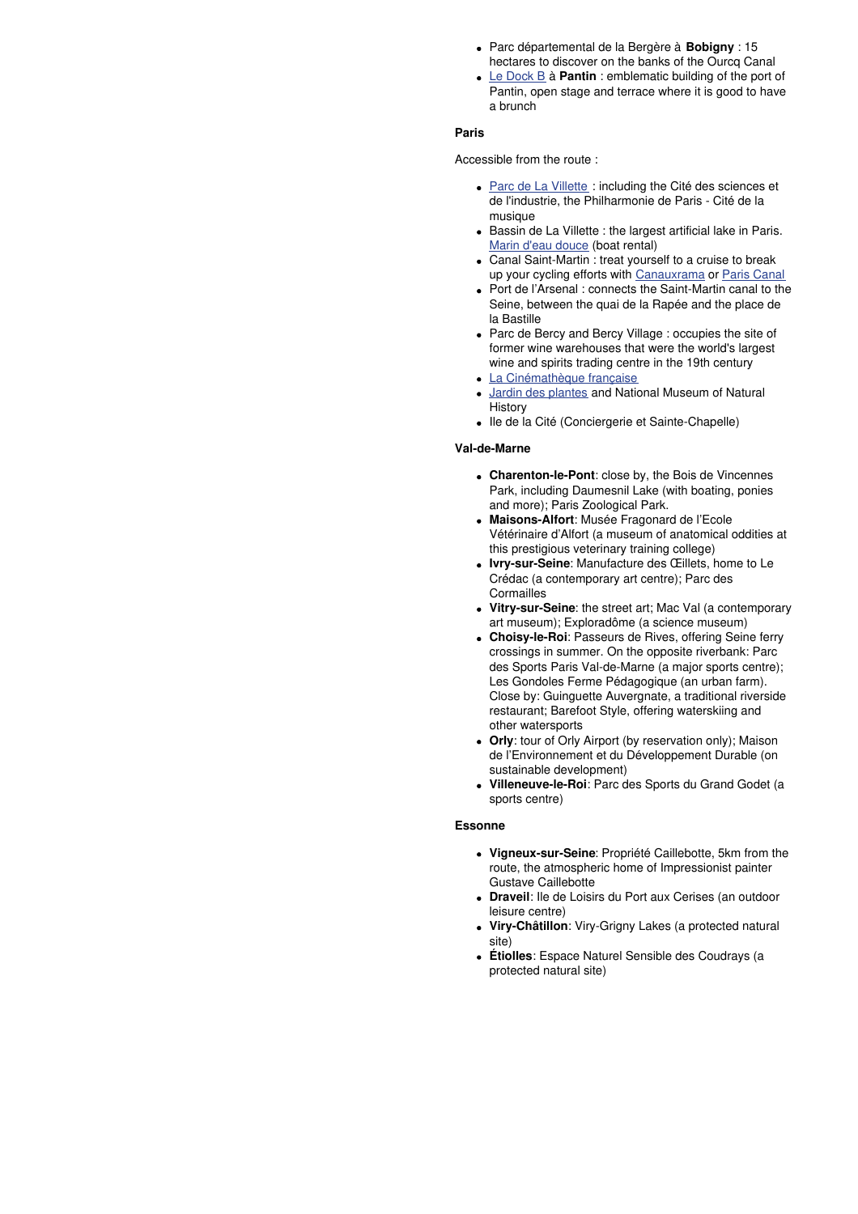- Parc départemental de la Bergère à **Bobigny** : 15 hectares to discover on the banks of the Ourcq Canal
- Le Dock B à **Pantin** : emblematic building of the port of Pantin, open stage and terrace where it is good to have a brunch

**Paris**

Accessible from the route :

- Parc de La Villette : including the Cité des sciences et de l'industrie, the Philharmonie de Paris - Cité de la musique
- Bassin de La Villette : the largest artificial lake in Paris. Marin d'eau douce (boat rental)
- Canal Saint-Martin : treat yourself to a cruise to break up your cycling efforts with Canauxrama or Paris Canal
- Port de l'Arsenal : connects the Saint-Martin canal to the Seine, between the quai de la Rapée and the place de la Bastille
- Parc de Bercy and Bercy Village : occupies the site of former wine warehouses that were the world's largest wine and spirits trading centre in the 19th century
- La Cinémathèque française
- Jardin des plantes and National Museum of Natural History
- Ile de la Cité (Conciergerie et Sainte-Chapelle)

**Val-de-Marne**

- **Charenton-le-Pont**: close by, the Bois de Vincennes Park, including Daumesnil Lake (with boating, ponies and more); Paris Zoological Park.
- **Maisons-Alfort**: Musée Fragonard de l'Ecole Vétérinaire d'Alfort (a museum of anatomical oddities at this prestigious veterinary training college)
- **Ivry-sur-Seine**: Manufacture des Œillets, home to Le Crédac (a contemporary art centre); Parc des Cormailles
- **Vitry-sur-Seine**: the street art; Mac Val (a contemporary art museum); Exploradôme (a science museum)
- **Choisy-le-Roi**: Passeurs de Rives, offering Seine ferry crossings in summer. On the opposite riverbank: Parc des Sports Paris Val-de-Marne (a major sports centre); Les Gondoles Ferme Pédagogique (an urban farm). Close by: Guinguette Auvergnate, a traditional riverside restaurant; Barefoot Style, offering waterskiing and other watersports
- **Orly**: tour of Orly Airport (by reservation only); Maison de l'Environnement et du Développement Durable (on sustainable development)
- **Villeneuve-le-Roi**: Parc des Sports du Grand Godet (a sports centre)

**Essonne**

- **Vigneux-sur-Seine**: Propriété Caillebotte, 5km from the route, the atmospheric home of Impressionist painter Gustave Caillebotte
- **Draveil**: Ile de Loisirs du Port aux Cerises (an outdoor leisure centre)
- **Viry-Châtillon**: Viry-Grigny Lakes (a protected natural site)
- **Étiolles**: Espace Naturel Sensible des Coudrays (a protected natural site)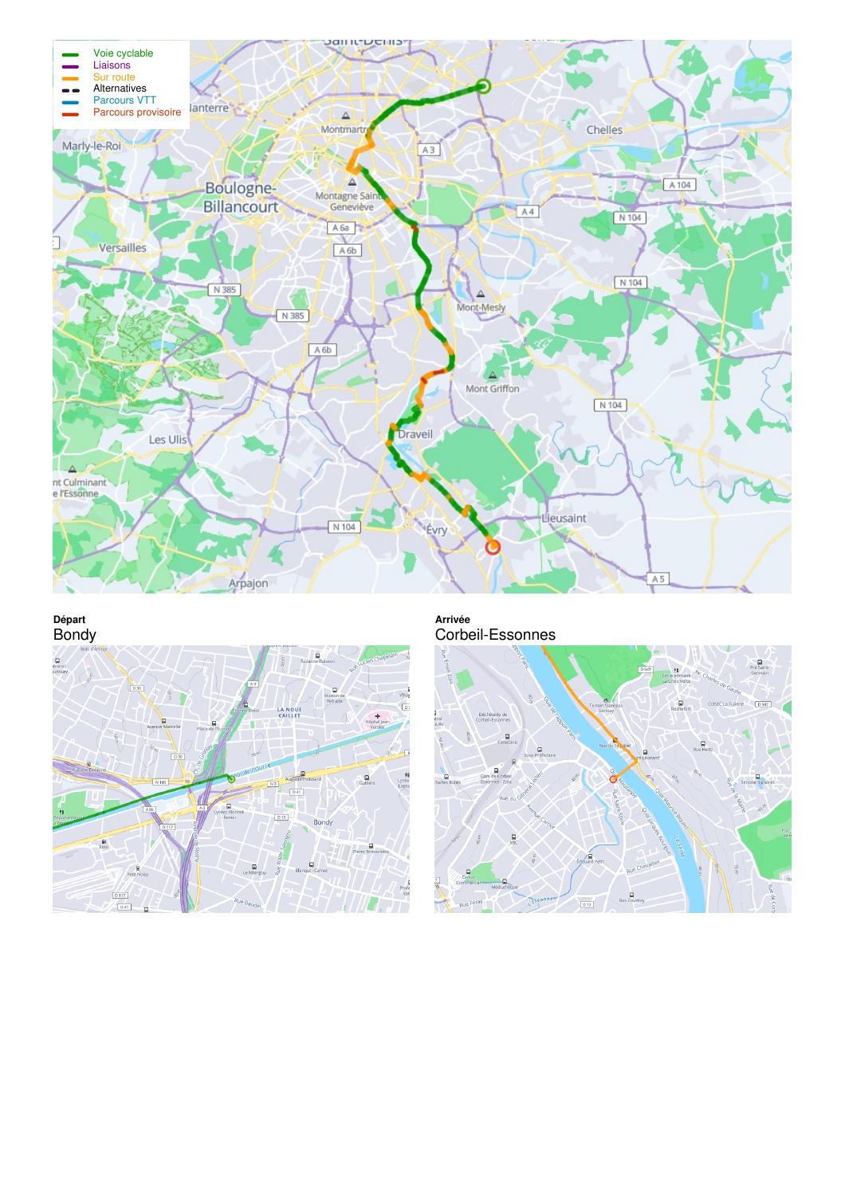Voie cyclable
Liaisons
Sur route
Alternatives
Parcours VTT
Parcours provisoire

**Départ**

Bondy

**Arrivée**

Corbeil-Essonnes